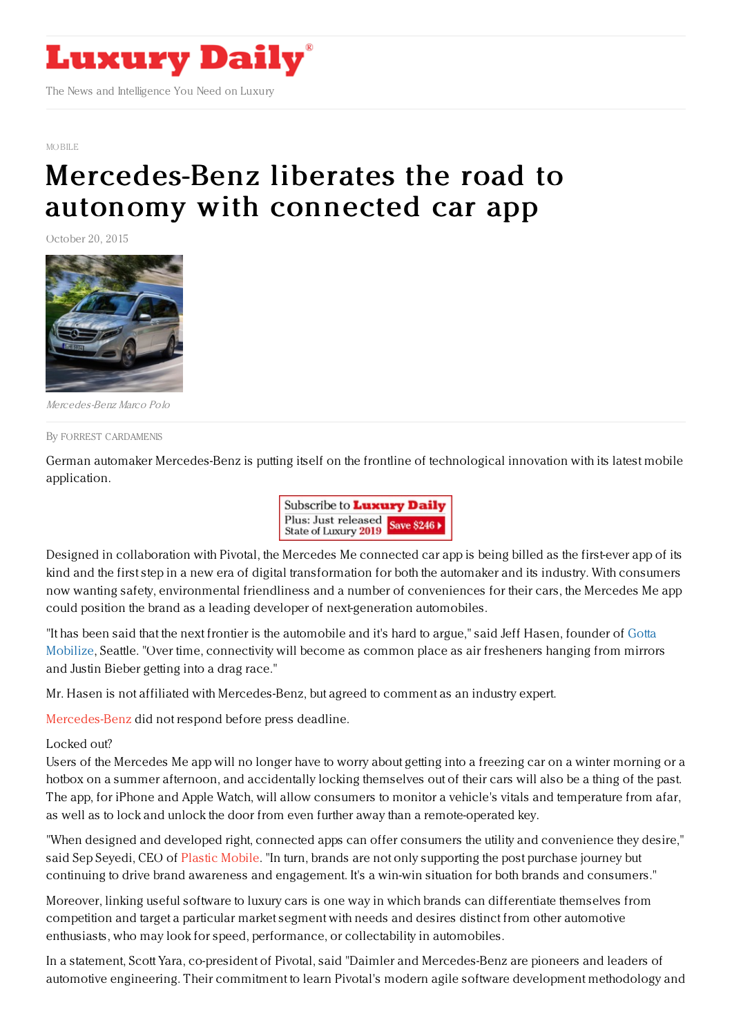MOBILE

# Mercedes-Benz liberates the road to autonomy with connected car app

October 20, 2015

*Mercedes-Benz Marco Polo*

By FORREST CARDAMENIS

German automaker Mercedes-Benz is putting itself on the frontline of technological innovation with its latest mobile application.

Designed in collaboration with Pivotal, the Mercedes Me connected car app is being billed as the first-ever app of its kind and the first step in a new era of digital transformation for both the automaker and its industry. With consumers now wanting safety, environmental friendliness and a number of conveniences for their cars, the Mercedes Me app could position the brand as a leading developer of next-generation automobiles.

"It has been said that the next frontier is the automobile and it's hard to argue," said Jeff Hasen, founder of Gotta Mobilize, Seattle. "Over time, connectivity will become as common place as air fresheners hanging from mirrors and Justin Bieber getting into a drag race."

Mr. Hasen is not affiliated with Mercedes-Benz, but agreed to comment as an industry expert.

Mercedes-Benz did not respond before press deadline.

Locked out?

Users of the Mercedes Me app will no longer have to worry about getting into a freezing car on a winter morning or a hotbox on a summer afternoon, and accidentally locking themselves out of their cars will also be a thing of the past. The app, for iPhone and Apple Watch, will allow consumers to monitor a vehicle's vitals and temperature from afar, as well as to lock and unlock the door from even further away than a remote-operated key.

"When designed and developed right, connected apps can offer consumers the utility and convenience they desire," said Sep Seyedi, CEO of Plastic Mobile. "In turn, brands are not only supporting the post purchase journey but continuing to drive brand awareness and engagement. It's a win-win situation for both brands and consumers."

Moreover, linking useful software to luxury cars is one way in which brands can differentiate themselves from competition and target a particular market segment with needs and desires distinct from other automotive enthusiasts, who may look for speed, performance, or collectability in automobiles.

In a statement, Scott Yara, co-president of Pivotal, said "Daimler and Mercedes-Benz are pioneers and leaders of automotive engineering. Their commitment to learn Pivotal's modern agile software development methodology and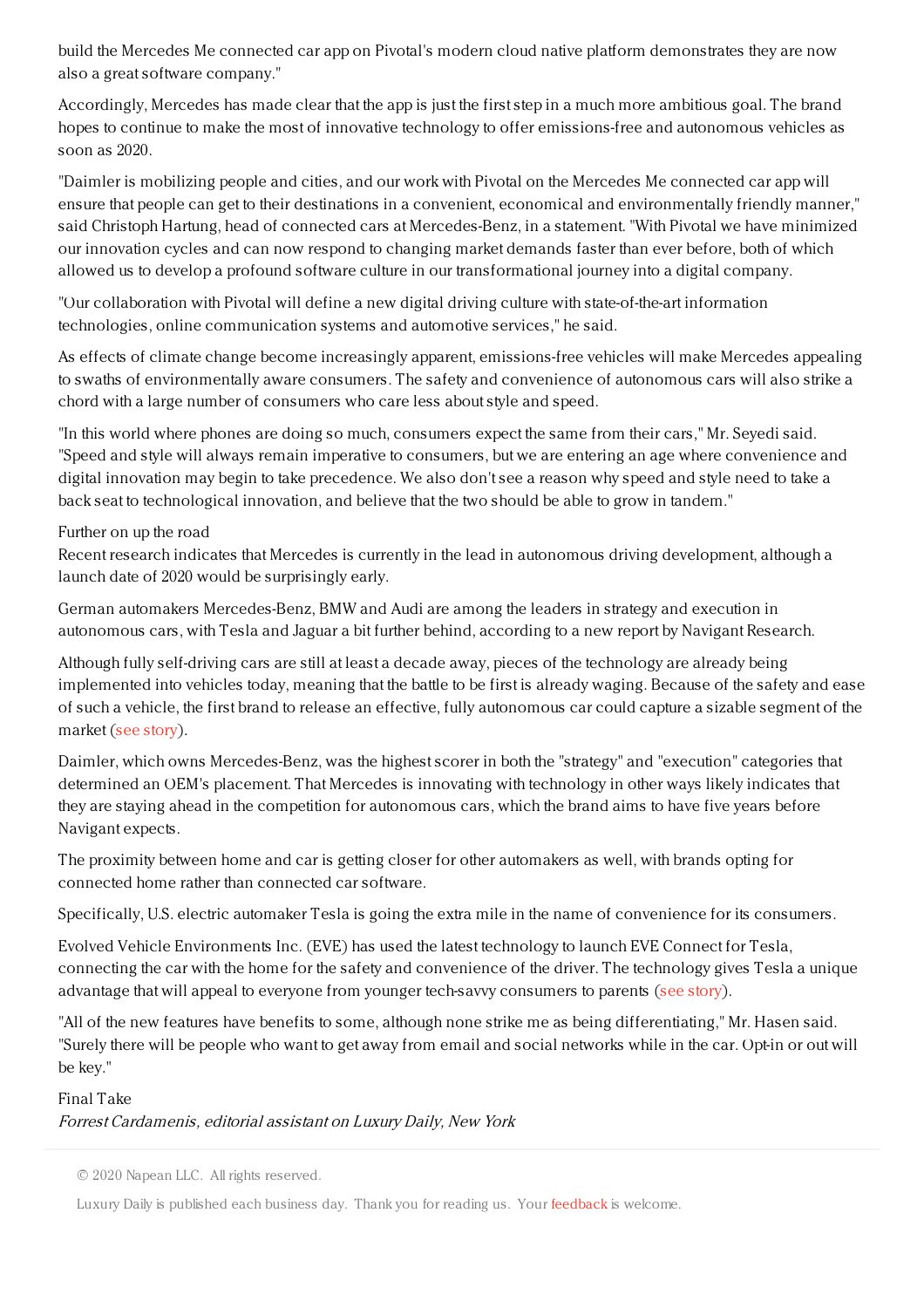build the Mercedes Me connected car app on Pivotal's modern cloud native platform demonstrates they are now also a great software company."

Accordingly, Mercedes has made clear that the app is just the first step in a much more ambitious goal. The brand hopes to continue to make the most of innovative technology to offer emissions-free and autonomous vehicles as soon as 2020.

"Daimler is mobilizing people and cities, and our work with Pivotal on the Mercedes Me connected car app will ensure that people can get to their destinations in a convenient, economical and environmentally friendly manner," said Christoph Hartung, head of connected cars at Mercedes-Benz, in a statement. "With Pivotal we have minimized our innovation cycles and can now respond to changing market demands faster than ever before, both of which allowed us to develop a profound software culture in our transformational journey into a digital company.

"Our collaboration with Pivotal will define a new digital driving culture with state-of-the-art information technologies, online communication systems and automotive services," he said.

As effects of climate change become increasingly apparent, emissions-free vehicles will make Mercedes appealing to swaths of environmentally aware consumers. The safety and convenience of autonomous cars will also strike a chord with a large number of consumers who care less about style and speed.

"In this world where phones are doing so much, consumers expect the same from their cars," Mr. Seyedi said. "Speed and style will always remain imperative to consumers, but we are entering an age where convenience and digital innovation may begin to take precedence. We also don't see a reason why speed and style need to take a back seat to technological innovation, and believe that the two should be able to grow in tandem."

Further on up the road

Recent research indicates that Mercedes is currently in the lead in autonomous driving development, although a launch date of 2020 would be surprisingly early.

German automakers Mercedes-Benz, BMW and Audi are among the leaders in strategy and execution in autonomous cars, with Tesla and Jaguar a bit further behind, according to a new report by Navigant Research.

Although fully self-driving cars are still at least a decade away, pieces of the technology are already being implemented into vehicles today, meaning that the battle to be first is already waging. Because of the safety and ease of such a vehicle, the first brand to release an effective, fully autonomous car could capture a sizable segment of the market (see story).

Daimler, which owns Mercedes-Benz, was the highest scorer in both the "strategy" and "execution" categories that determined an OEM's placement. That Mercedes is innovating with technology in other ways likely indicates that they are staying ahead in the competition for autonomous cars, which the brand aims to have five years before Navigant expects.

The proximity between home and car is getting closer for other automakers as well, with brands opting for connected home rather than connected car software.

Specifically, U.S. electric automaker Tesla is going the extra mile in the name of convenience for its consumers.

Evolved Vehicle Environments Inc. (EVE) has used the latest technology to launch EVE Connect for Tesla, connecting the car with the home for the safety and convenience of the driver. The technology gives Tesla a unique advantage that will appeal to everyone from younger tech-savvy consumers to parents (see story).

"All of the new features have benefits to some, although none strike me as being differentiating," Mr. Hasen said. "Surely there will be people who want to get away from email and social networks while in the car. Opt-in or out will be key."

Final Take

*Forrest Cardamenis, editorial assistant on Luxury Daily, New York*

© 2020 Napean LLC. All rights reserved.

Luxury Daily is published each business day. Thank you for reading us. Your feedback is welcome.